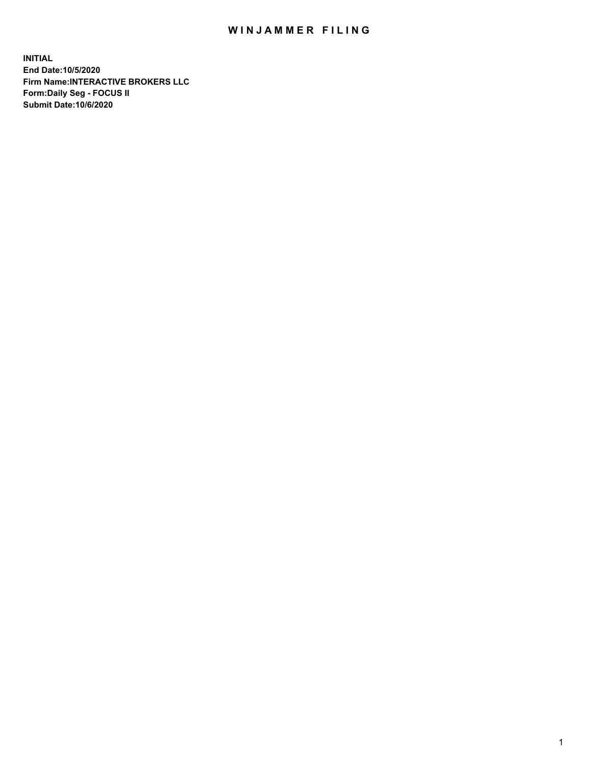# WINJAMMER FILING

**INITIAL**
**End Date:10/5/2020**
**Firm Name:INTERACTIVE BROKERS LLC**
**Form:Daily Seg - FOCUS II**
**Submit Date:10/6/2020**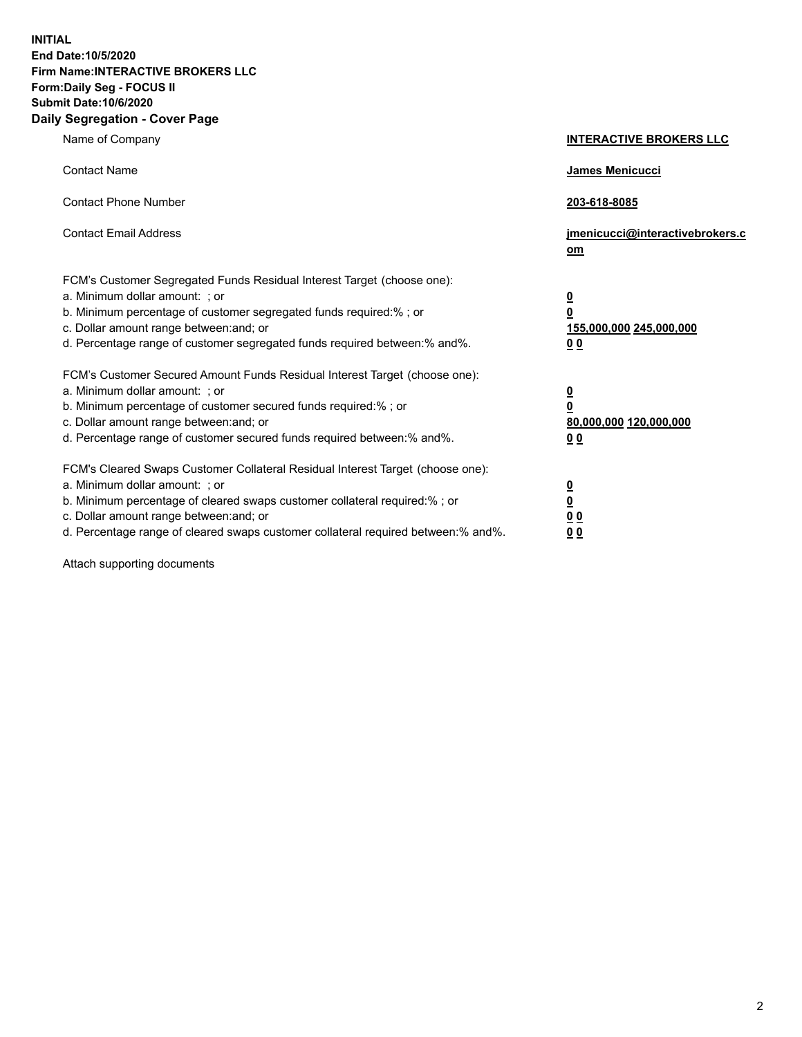**INITIAL**
**End Date:10/5/2020**
**Firm Name:INTERACTIVE BROKERS LLC**
**Form:Daily Seg - FOCUS II**
**Submit Date:10/6/2020**

## Daily Segregation - Cover Page

| | |
|---|---|
| Name of Company | **INTERACTIVE BROKERS LLC** |
| Contact Name | **James Menicucci** |
| Contact Phone Number | **203-618-8085** |
| Contact Email Address | **jmenicucci@interactivebrokers.com** |

| | |
|---|---|
| FCM's Customer Segregated Funds Residual Interest Target (choose one): | |
| a. Minimum dollar amount: ; or | **0** |
| b. Minimum percentage of customer segregated funds required:% ; or | **0** |
| c. Dollar amount range between:and; or | **155,000,000** **245,000,000** |
| d. Percentage range of customer segregated funds required between:% and%. | **0** **0** |
| FCM's Customer Secured Amount Funds Residual Interest Target (choose one): | |
| a. Minimum dollar amount: ; or | **0** |
| b. Minimum percentage of customer secured funds required:% ; or | **0** |
| c. Dollar amount range between:and; or | **80,000,000** **120,000,000** |
| d. Percentage range of customer secured funds required between:% and%. | **0** **0** |
| FCM's Cleared Swaps Customer Collateral Residual Interest Target (choose one): | |
| a. Minimum dollar amount: ; or | **0** |
| b. Minimum percentage of cleared swaps customer collateral required:% ; or | **0** |
| c. Dollar amount range between:and; or | **0** **0** |
| d. Percentage range of cleared swaps customer collateral required between:% and%. | **0** **0** |

Attach supporting documents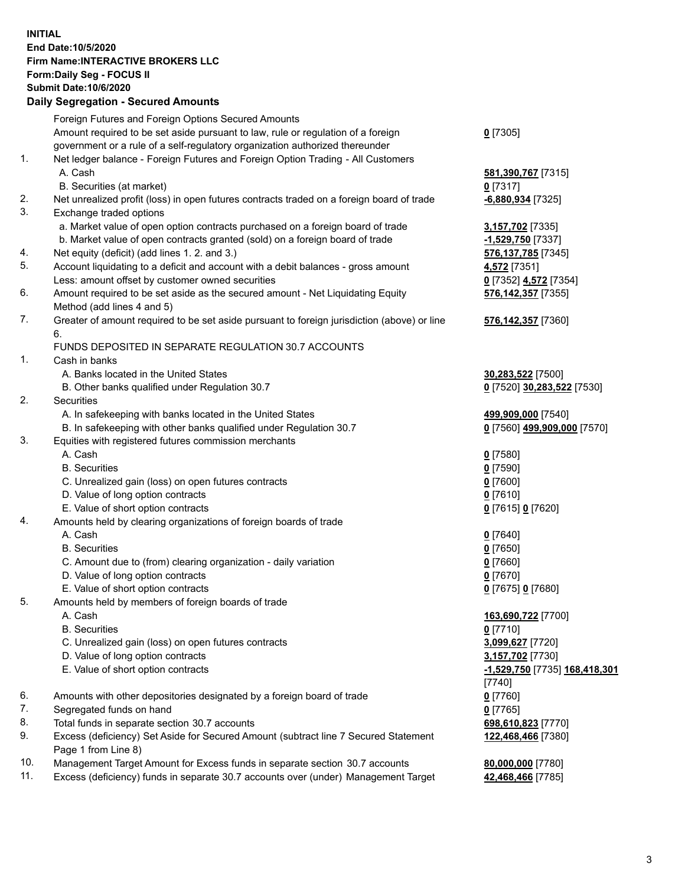**INITIAL**
**End Date:10/5/2020**
**Firm Name:INTERACTIVE BROKERS LLC**
**Form:Daily Seg - FOCUS II**
**Submit Date:10/6/2020**

## Daily Segregation - Secured Amounts

| | | |
|---|---|---|
| | Foreign Futures and Foreign Options Secured Amounts | |
| | Amount required to be set aside pursuant to law, rule or regulation of a foreign government or a rule of a self-regulatory organization authorized thereunder | **0** [7305] |
| 1. | Net ledger balance - Foreign Futures and Foreign Option Trading - All Customers | |
| | A. Cash | **581,390,767** [7315] |
| | B. Securities (at market) | **0** [7317] |
| 2. | Net unrealized profit (loss) in open futures contracts traded on a foreign board of trade | **-6,880,934** [7325] |
| 3. | Exchange traded options | |
| | a. Market value of open option contracts purchased on a foreign board of trade | **3,157,702** [7335] |
| | b. Market value of open contracts granted (sold) on a foreign board of trade | **-1,529,750** [7337] |
| 4. | Net equity (deficit) (add lines 1. 2. and 3.) | **576,137,785** [7345] |
| 5. | Account liquidating to a deficit and account with a debit balances - gross amount | **4,572** [7351] |
| | Less: amount offset by customer owned securities | **0** [7352] **4,572** [7354] |
| 6. | Amount required to be set aside as the secured amount - Net Liquidating Equity Method (add lines 4 and 5) | **576,142,357** [7355] |
| 7. | Greater of amount required to be set aside pursuant to foreign jurisdiction (above) or line 6. | **576,142,357** [7360] |
| | FUNDS DEPOSITED IN SEPARATE REGULATION 30.7 ACCOUNTS | |
| 1. | Cash in banks | |
| | A. Banks located in the United States | **30,283,522** [7500] |
| | B. Other banks qualified under Regulation 30.7 | **0** [7520] **30,283,522** [7530] |
| 2. | Securities | |
| | A. In safekeeping with banks located in the United States | **499,909,000** [7540] |
| | B. In safekeeping with other banks qualified under Regulation 30.7 | **0** [7560] **499,909,000** [7570] |
| 3. | Equities with registered futures commission merchants | |
| | A. Cash | **0** [7580] |
| | B. Securities | **0** [7590] |
| | C. Unrealized gain (loss) on open futures contracts | **0** [7600] |
| | D. Value of long option contracts | **0** [7610] |
| | E. Value of short option contracts | **0** [7615] **0** [7620] |
| 4. | Amounts held by clearing organizations of foreign boards of trade | |
| | A. Cash | **0** [7640] |
| | B. Securities | **0** [7650] |
| | C. Amount due to (from) clearing organization - daily variation | **0** [7660] |
| | D. Value of long option contracts | **0** [7670] |
| | E. Value of short option contracts | **0** [7675] **0** [7680] |
| 5. | Amounts held by members of foreign boards of trade | |
| | A. Cash | **163,690,722** [7700] |
| | B. Securities | **0** [7710] |
| | C. Unrealized gain (loss) on open futures contracts | **3,099,627** [7720] |
| | D. Value of long option contracts | **3,157,702** [7730] |
| | E. Value of short option contracts | **-1,529,750** [7735] **168,418,301** [7740] |
| 6. | Amounts with other depositories designated by a foreign board of trade | **0** [7760] |
| 7. | Segregated funds on hand | **0** [7765] |
| 8. | Total funds in separate section 30.7 accounts | **698,610,823** [7770] |
| 9. | Excess (deficiency) Set Aside for Secured Amount (subtract line 7 Secured Statement Page 1 from Line 8) | **122,468,466** [7380] |
| 10. | Management Target Amount for Excess funds in separate section 30.7 accounts | **80,000,000** [7780] |
| 11. | Excess (deficiency) funds in separate 30.7 accounts over (under) Management Target | **42,468,466** [7785] |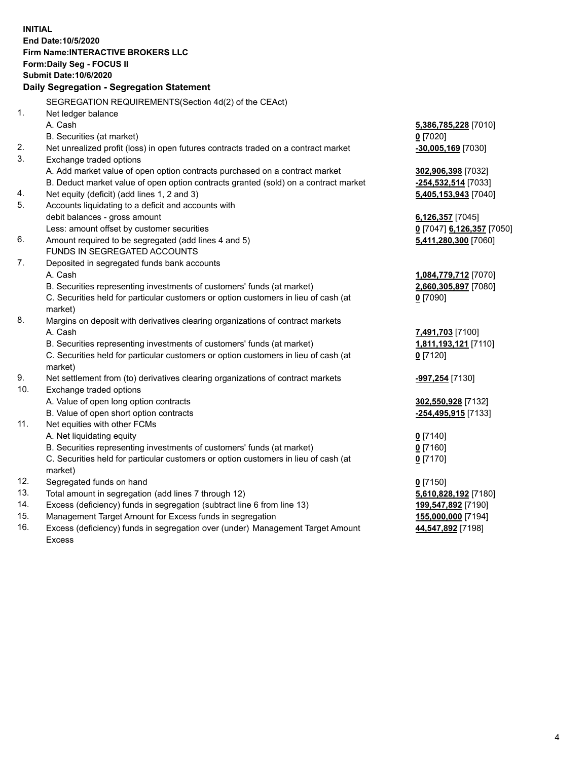**INITIAL**
**End Date:10/5/2020**
**Firm Name:INTERACTIVE BROKERS LLC**
**Form:Daily Seg - FOCUS II**
**Submit Date:10/6/2020**

## Daily Segregation - Segregation Statement

SEGREGATION REQUIREMENTS(Section 4d(2) of the CEAct)

| | | |
|---|---|---|
| 1. | Net ledger balance | |
| | A. Cash | **5,386,785,228** [7010] |
| | B. Securities (at market) | **0** [7020] |
| 2. | Net unrealized profit (loss) in open futures contracts traded on a contract market | **-30,005,169** [7030] |
| 3. | Exchange traded options | |
| | A. Add market value of open option contracts purchased on a contract market | **302,906,398** [7032] |
| | B. Deduct market value of open option contracts granted (sold) on a contract market | **-254,532,514** [7033] |
| 4. | Net equity (deficit) (add lines 1, 2 and 3) | **5,405,153,943** [7040] |
| 5. | Accounts liquidating to a deficit and accounts with debit balances - gross amount | **6,126,357** [7045] |
| | Less: amount offset by customer securities | **0** [7047] **6,126,357** [7050] |
| 6. | Amount required to be segregated (add lines 4 and 5) | **5,411,280,300** [7060] |
| | FUNDS IN SEGREGATED ACCOUNTS | |
| 7. | Deposited in segregated funds bank accounts | |
| | A. Cash | **1,084,779,712** [7070] |
| | B. Securities representing investments of customers' funds (at market) | **2,660,305,897** [7080] |
| | C. Securities held for particular customers or option customers in lieu of cash (at market) | **0** [7090] |
| 8. | Margins on deposit with derivatives clearing organizations of contract markets | |
| | A. Cash | **7,491,703** [7100] |
| | B. Securities representing investments of customers' funds (at market) | **1,811,193,121** [7110] |
| | C. Securities held for particular customers or option customers in lieu of cash (at market) | **0** [7120] |
| 9. | Net settlement from (to) derivatives clearing organizations of contract markets | **-997,254** [7130] |
| 10. | Exchange traded options | |
| | A. Value of open long option contracts | **302,550,928** [7132] |
| | B. Value of open short option contracts | **-254,495,915** [7133] |
| 11. | Net equities with other FCMs | |
| | A. Net liquidating equity | **0** [7140] |
| | B. Securities representing investments of customers' funds (at market) | **0** [7160] |
| | C. Securities held for particular customers or option customers in lieu of cash (at market) | **0** [7170] |
| 12. | Segregated funds on hand | **0** [7150] |
| 13. | Total amount in segregation (add lines 7 through 12) | **5,610,828,192** [7180] |
| 14. | Excess (deficiency) funds in segregation (subtract line 6 from line 13) | **199,547,892** [7190] |
| 15. | Management Target Amount for Excess funds in segregation | **155,000,000** [7194] |
| 16. | Excess (deficiency) funds in segregation over (under) Management Target Amount Excess | **44,547,892** [7198] |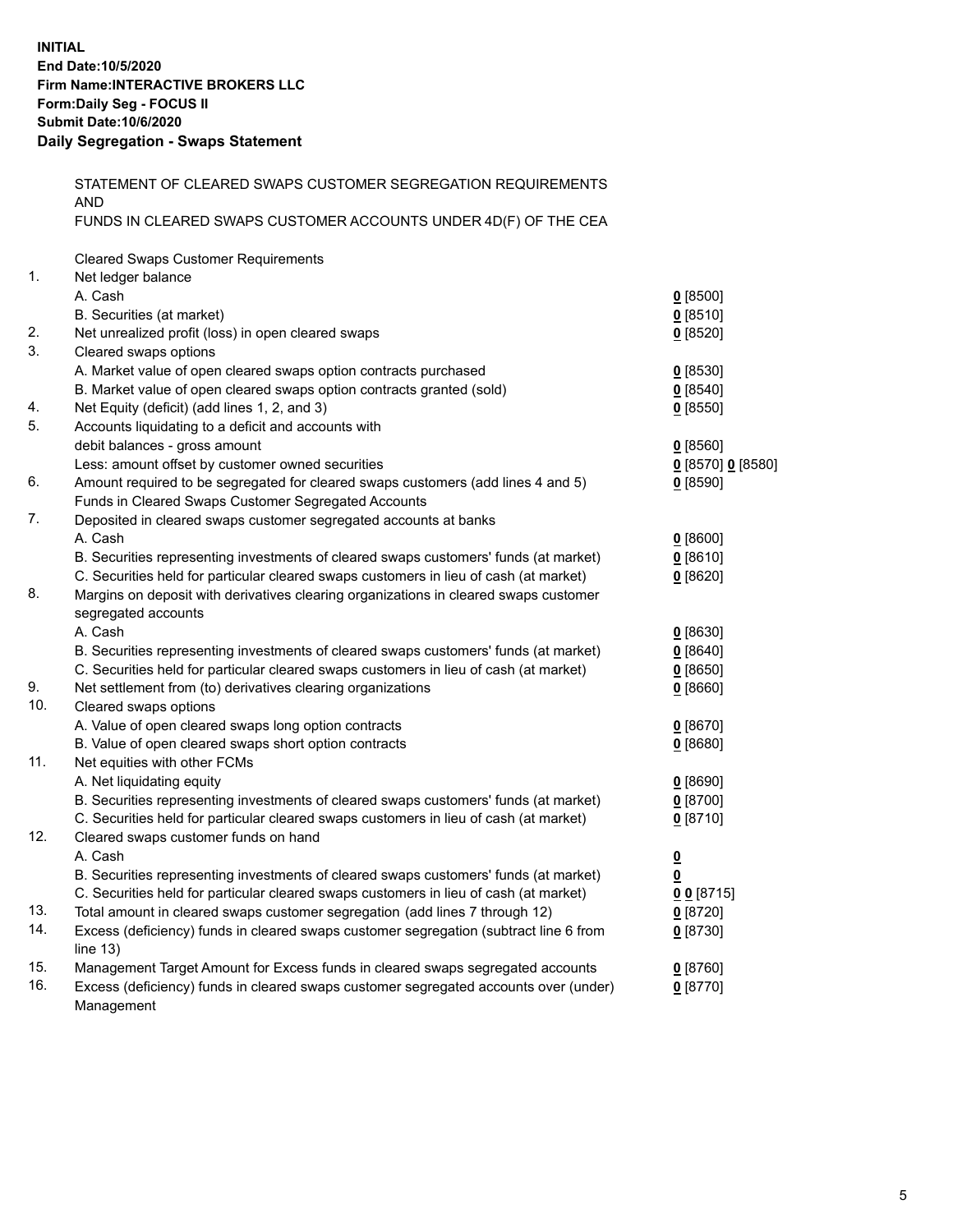**INITIAL**
**End Date:10/5/2020**
**Firm Name:INTERACTIVE BROKERS LLC**
**Form:Daily Seg - FOCUS II**
**Submit Date:10/6/2020**
**Daily Segregation - Swaps Statement**

STATEMENT OF CLEARED SWAPS CUSTOMER SEGREGATION REQUIREMENTS AND FUNDS IN CLEARED SWAPS CUSTOMER ACCOUNTS UNDER 4D(F) OF THE CEA

| | | |
|---|---|---|
| | Cleared Swaps Customer Requirements | |
| 1. | Net ledger balance | |
| | A. Cash | 0 [8500] |
| | B. Securities (at market) | 0 [8510] |
| 2. | Net unrealized profit (loss) in open cleared swaps | 0 [8520] |
| 3. | Cleared swaps options | |
| | A. Market value of open cleared swaps option contracts purchased | 0 [8530] |
| | B. Market value of open cleared swaps option contracts granted (sold) | 0 [8540] |
| 4. | Net Equity (deficit) (add lines 1, 2, and 3) | 0 [8550] |
| 5. | Accounts liquidating to a deficit and accounts with debit balances - gross amount | 0 [8560] |
| | Less: amount offset by customer owned securities | 0 [8570] 0 [8580] |
| 6. | Amount required to be segregated for cleared swaps customers (add lines 4 and 5) | 0 [8590] |
| | Funds in Cleared Swaps Customer Segregated Accounts | |
| 7. | Deposited in cleared swaps customer segregated accounts at banks | |
| | A. Cash | 0 [8600] |
| | B. Securities representing investments of cleared swaps customers' funds (at market) | 0 [8610] |
| | C. Securities held for particular cleared swaps customers in lieu of cash (at market) | 0 [8620] |
| 8. | Margins on deposit with derivatives clearing organizations in cleared swaps customer segregated accounts | |
| | A. Cash | 0 [8630] |
| | B. Securities representing investments of cleared swaps customers' funds (at market) | 0 [8640] |
| | C. Securities held for particular cleared swaps customers in lieu of cash (at market) | 0 [8650] |
| 9. | Net settlement from (to) derivatives clearing organizations | 0 [8660] |
| 10. | Cleared swaps options | |
| | A. Value of open cleared swaps long option contracts | 0 [8670] |
| | B. Value of open cleared swaps short option contracts | 0 [8680] |
| 11. | Net equities with other FCMs | |
| | A. Net liquidating equity | 0 [8690] |
| | B. Securities representing investments of cleared swaps customers' funds (at market) | 0 [8700] |
| | C. Securities held for particular cleared swaps customers in lieu of cash (at market) | 0 [8710] |
| 12. | Cleared swaps customer funds on hand | |
| | A. Cash | 0 |
| | B. Securities representing investments of cleared swaps customers' funds (at market) | 0 |
| | C. Securities held for particular cleared swaps customers in lieu of cash (at market) | 0 0 [8715] |
| 13. | Total amount in cleared swaps customer segregation (add lines 7 through 12) | 0 [8720] |
| 14. | Excess (deficiency) funds in cleared swaps customer segregation (subtract line 6 from line 13) | 0 [8730] |
| 15. | Management Target Amount for Excess funds in cleared swaps segregated accounts | 0 [8760] |
| 16. | Excess (deficiency) funds in cleared swaps customer segregated accounts over (under) Management | 0 [8770] |